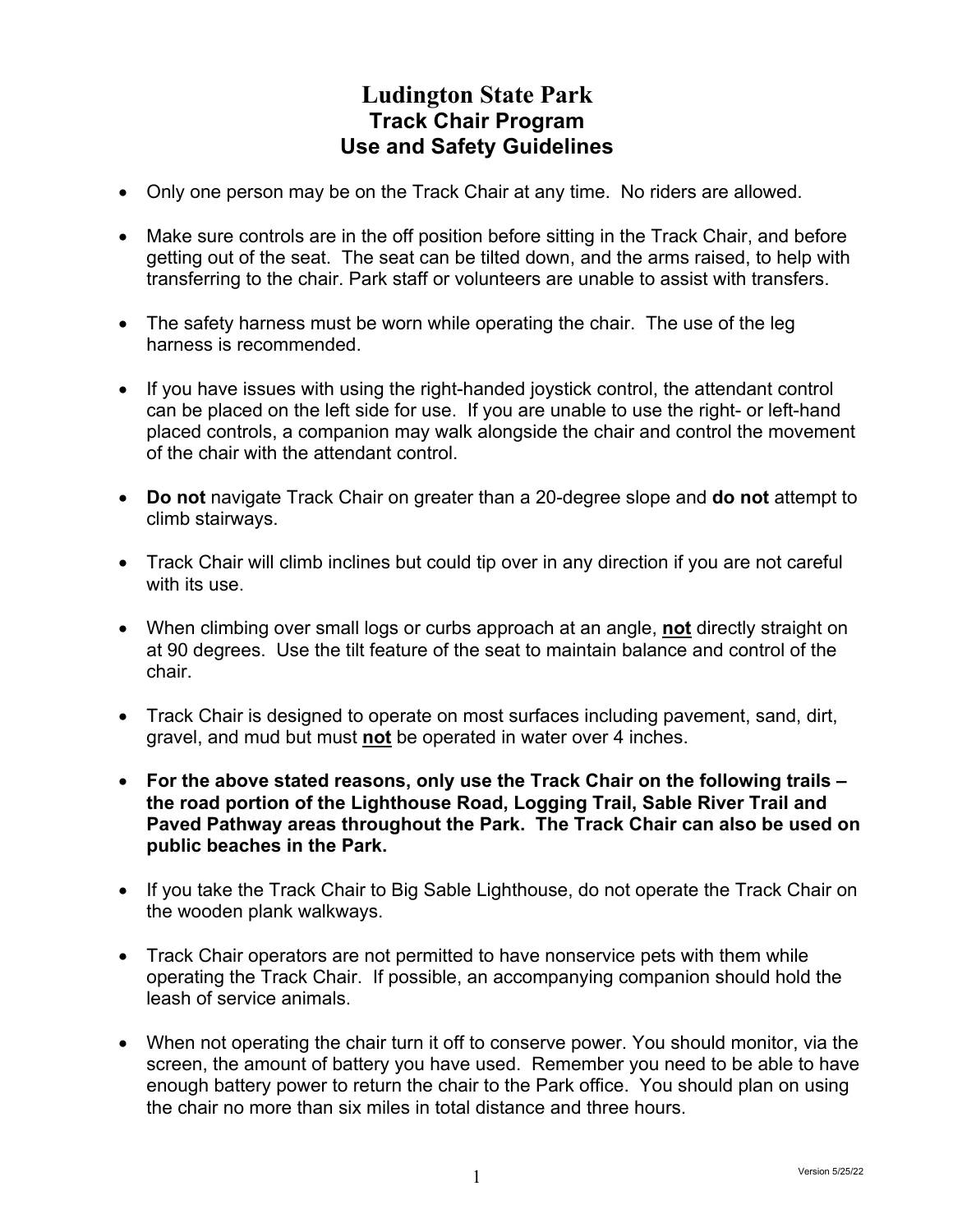# Ludington State Park
## Track Chair Program
## Use and Safety Guidelines

- Only one person may be on the Track Chair at any time. No riders are allowed.
- Make sure controls are in the off position before sitting in the Track Chair, and before getting out of the seat. The seat can be tilted down, and the arms raised, to help with transferring to the chair. Park staff or volunteers are unable to assist with transfers.
- The safety harness must be worn while operating the chair. The use of the leg harness is recommended.
- If you have issues with using the right-handed joystick control, the attendant control can be placed on the left side for use. If you are unable to use the right- or left-hand placed controls, a companion may walk alongside the chair and control the movement of the chair with the attendant control.
- **Do not** navigate Track Chair on greater than a 20-degree slope and **do not** attempt to climb stairways.
- Track Chair will climb inclines but could tip over in any direction if you are not careful with its use.
- When climbing over small logs or curbs approach at an angle, **<u>not</u>** directly straight on at 90 degrees. Use the tilt feature of the seat to maintain balance and control of the chair.
- Track Chair is designed to operate on most surfaces including pavement, sand, dirt, gravel, and mud but must **<u>not</u>** be operated in water over 4 inches.
- **For the above stated reasons, only use the Track Chair on the following trails – the road portion of the Lighthouse Road, Logging Trail, Sable River Trail and Paved Pathway areas throughout the Park. The Track Chair can also be used on public beaches in the Park.**
- If you take the Track Chair to Big Sable Lighthouse, do not operate the Track Chair on the wooden plank walkways.
- Track Chair operators are not permitted to have nonservice pets with them while operating the Track Chair. If possible, an accompanying companion should hold the leash of service animals.
- When not operating the chair turn it off to conserve power. You should monitor, via the screen, the amount of battery you have used. Remember you need to be able to have enough battery power to return the chair to the Park office. You should plan on using the chair no more than six miles in total distance and three hours.

Version 5/25/22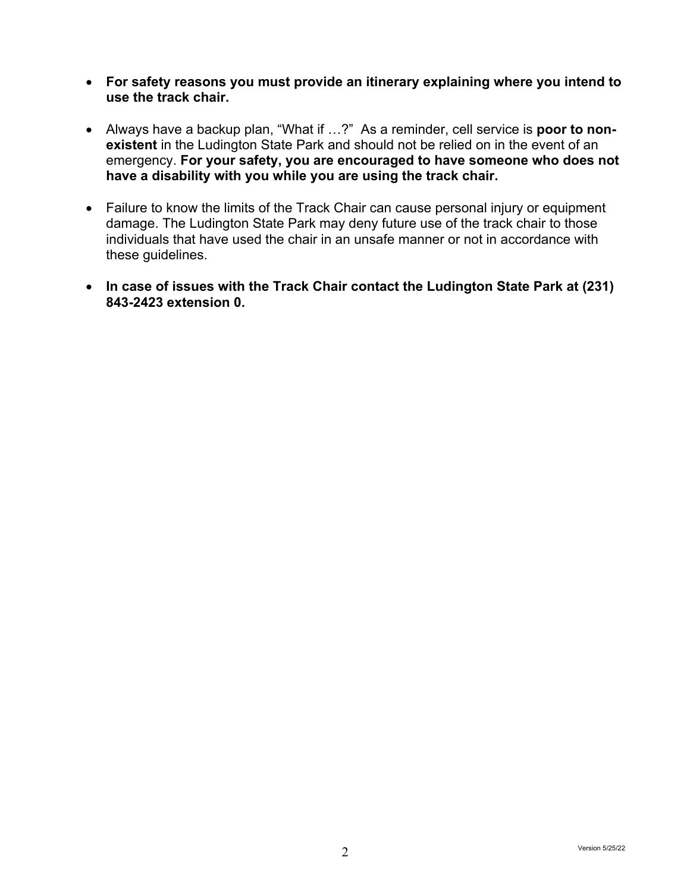- **For safety reasons you must provide an itinerary explaining where you intend to use the track chair.**

- Always have a backup plan, "What if …?" As a reminder, cell service is **poor to non-existent** in the Ludington State Park and should not be relied on in the event of an emergency. **For your safety, you are encouraged to have someone who does not have a disability with you while you are using the track chair.**

- Failure to know the limits of the Track Chair can cause personal injury or equipment damage. The Ludington State Park may deny future use of the track chair to those individuals that have used the chair in an unsafe manner or not in accordance with these guidelines.

- **In case of issues with the Track Chair contact the Ludington State Park at (231) 843-2423 extension 0.**

Version 5/25/22